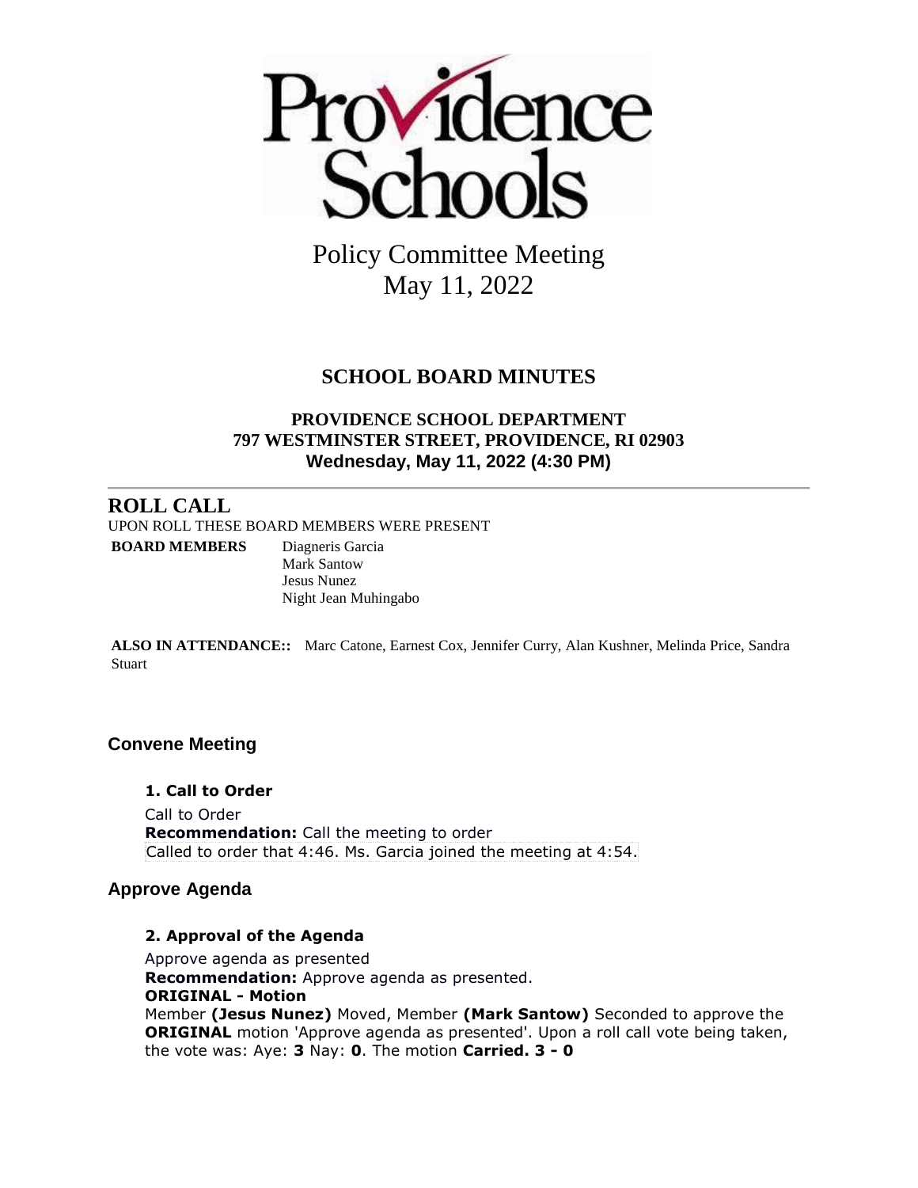Providence Schools

# Policy Committee Meeting
# May 11, 2022

## SCHOOL BOARD MINUTES

**PROVIDENCE SCHOOL DEPARTMENT**
**797 WESTMINSTER STREET, PROVIDENCE, RI 02903**
**Wednesday, May 11, 2022 (4:30 PM)**

---

## ROLL CALL

UPON ROLL THESE BOARD MEMBERS WERE PRESENT

**BOARD MEMBERS** Diagneris Garcia
Mark Santow
Jesus Nunez
Night Jean Muhingabo

**ALSO IN ATTENDANCE::** Marc Catone, Earnest Cox, Jennifer Curry, Alan Kushner, Melinda Price, Sandra Stuart

### Convene Meeting

**1. Call to Order**

Call to Order
**Recommendation:** Call the meeting to order
Called to order that 4:46. Ms. Garcia joined the meeting at 4:54.

### Approve Agenda

**2. Approval of the Agenda**

Approve agenda as presented
**Recommendation:** Approve agenda as presented.
**ORIGINAL - Motion**
Member **(Jesus Nunez)** Moved, Member **(Mark Santow)** Seconded to approve the **ORIGINAL** motion 'Approve agenda as presented'. Upon a roll call vote being taken, the vote was: Aye: **3** Nay: **0**. The motion **Carried. 3 - 0**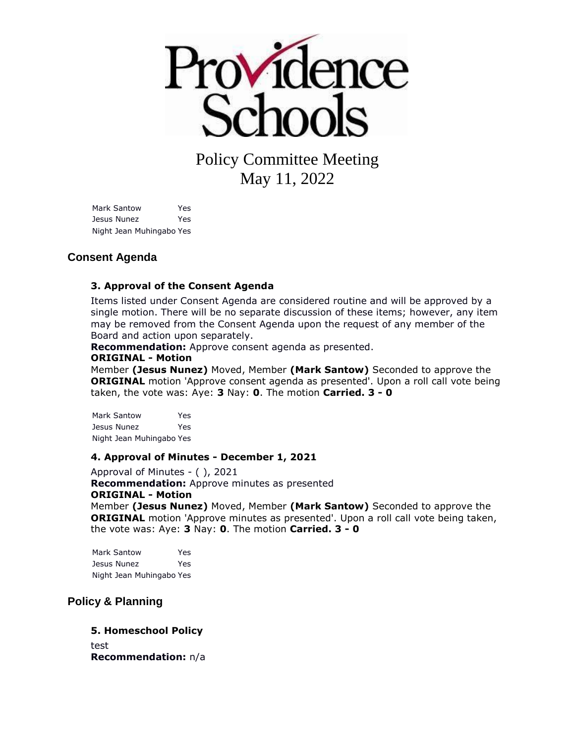# Providence Schools

## Policy Committee Meeting
## May 11, 2022

| | |
|---|---|
| Mark Santow | Yes |
| Jesus Nunez | Yes |
| Night Jean Muhingabo | Yes |

## Consent Agenda

### 3. Approval of the Consent Agenda

Items listed under Consent Agenda are considered routine and will be approved by a single motion. There will be no separate discussion of these items; however, any item may be removed from the Consent Agenda upon the request of any member of the Board and action upon separately.

**Recommendation:** Approve consent agenda as presented.

**ORIGINAL - Motion**

Member **(Jesus Nunez)** Moved, Member **(Mark Santow)** Seconded to approve the **ORIGINAL** motion 'Approve consent agenda as presented'. Upon a roll call vote being taken, the vote was: Aye: **3** Nay: **0**. The motion **Carried. 3 - 0**

| | |
|---|---|
| Mark Santow | Yes |
| Jesus Nunez | Yes |
| Night Jean Muhingabo | Yes |

### 4. Approval of Minutes - December 1, 2021

Approval of Minutes - ( ), 2021

**Recommendation:** Approve minutes as presented

**ORIGINAL - Motion**

Member **(Jesus Nunez)** Moved, Member **(Mark Santow)** Seconded to approve the **ORIGINAL** motion 'Approve minutes as presented'. Upon a roll call vote being taken, the vote was: Aye: **3** Nay: **0**. The motion **Carried. 3 - 0**

| | |
|---|---|
| Mark Santow | Yes |
| Jesus Nunez | Yes |
| Night Jean Muhingabo | Yes |

## Policy & Planning

### 5. Homeschool Policy

test

**Recommendation:** n/a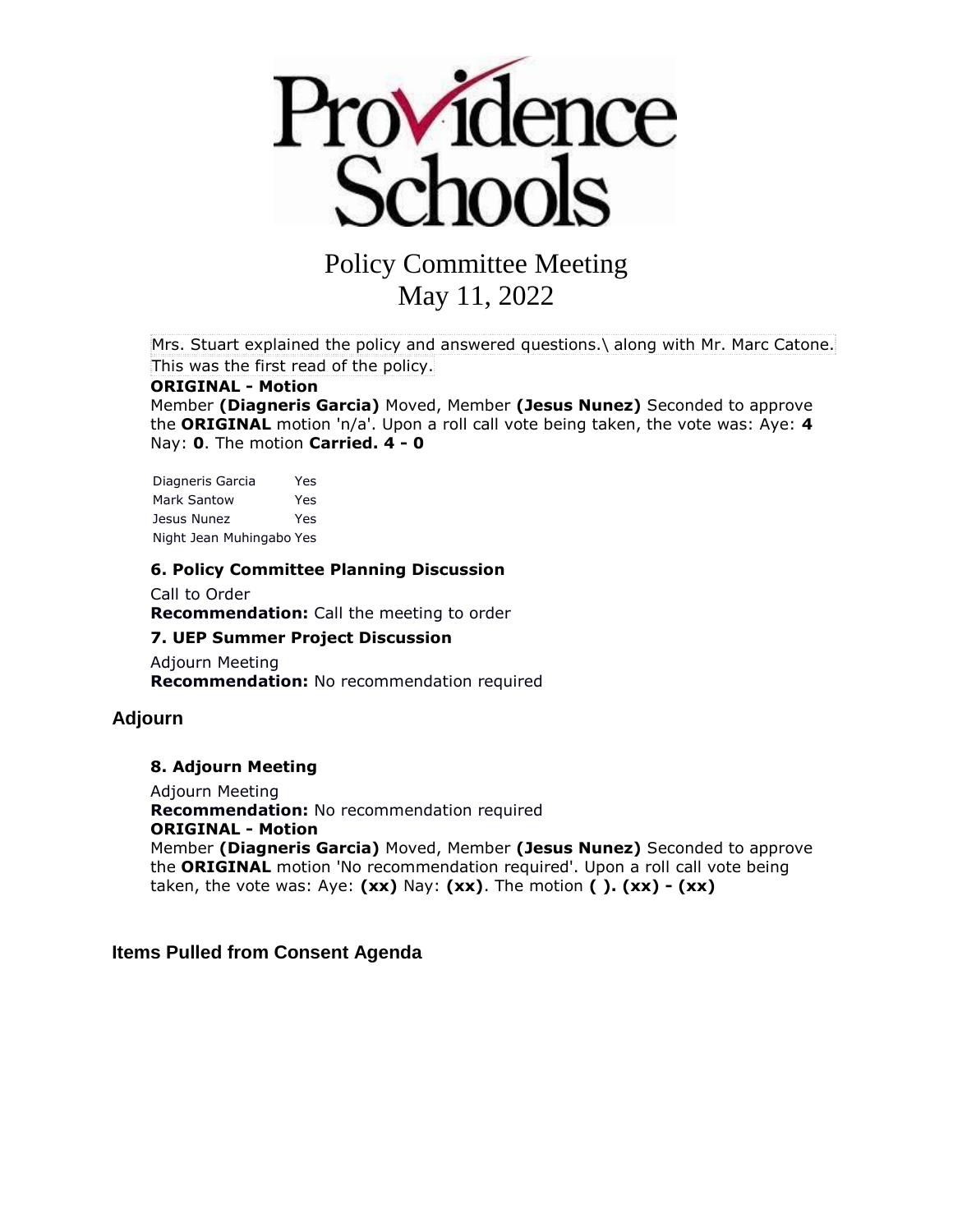Providence Schools

# Policy Committee Meeting
May 11, 2022

Mrs. Stuart explained the policy and answered questions.\ along with Mr. Marc Catone. This was the first read of the policy.

**ORIGINAL - Motion**
Member **(Diagneris Garcia)** Moved, Member **(Jesus Nunez)** Seconded to approve the **ORIGINAL** motion 'n/a'. Upon a roll call vote being taken, the vote was: Aye: **4** Nay: **0**. The motion **Carried. 4 - 0**

| | |
|---|---|
| Diagneris Garcia | Yes |
| Mark Santow | Yes |
| Jesus Nunez | Yes |
| Night Jean Muhingabo | Yes |

### 6. Policy Committee Planning Discussion

Call to Order
**Recommendation:** Call the meeting to order

### 7. UEP Summer Project Discussion

Adjourn Meeting
**Recommendation:** No recommendation required

## Adjourn

### 8. Adjourn Meeting

Adjourn Meeting
**Recommendation:** No recommendation required
**ORIGINAL - Motion**
Member **(Diagneris Garcia)** Moved, Member **(Jesus Nunez)** Seconded to approve the **ORIGINAL** motion 'No recommendation required'. Upon a roll call vote being taken, the vote was: Aye: **(xx)** Nay: **(xx)**. The motion **( ). (xx) - (xx)**

## Items Pulled from Consent Agenda